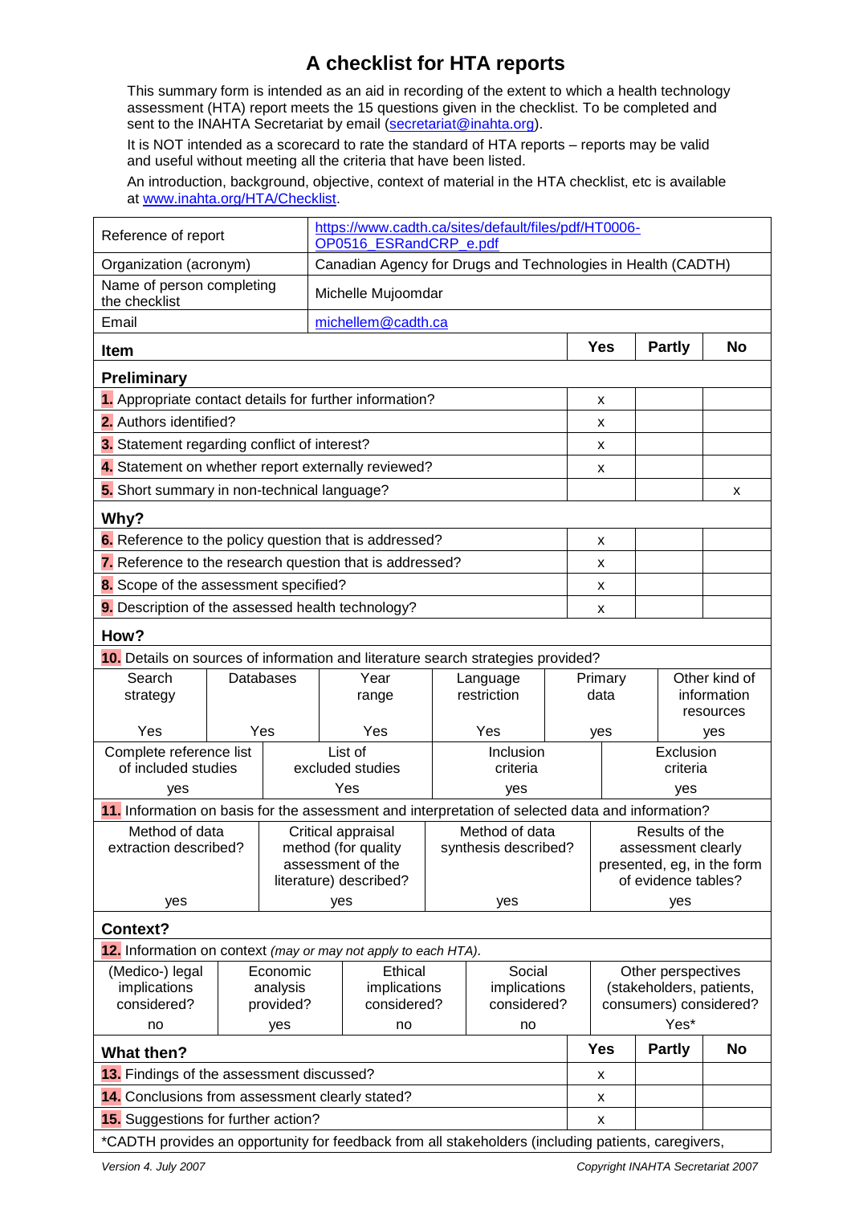# A checklist for HTA reports

This summary form is intended as an aid in recording of the extent to which a health technology assessment (HTA) report meets the 15 questions given in the checklist. To be completed and sent to the INAHTA Secretariat by email (secretariat@inahta.org).

It is NOT intended as a scorecard to rate the standard of HTA reports – reports may be valid and useful without meeting all the criteria that have been listed.

An introduction, background, objective, context of material in the HTA checklist, etc is available at www.inahta.org/HTA/Checklist.

| | |
|---|---|
| Reference of report | https://www.cadth.ca/sites/default/files/pdf/HT0006-OP0516_ESRandCRP_e.pdf |
| Organization (acronym) | Canadian Agency for Drugs and Technologies in Health (CADTH) |
| Name of person completing the checklist | Michelle Mujoomdar |
| Email | michellem@cadth.ca |

| **Item** | **Yes** | **Partly** | **No** |
|---|---|---|---|
| **Preliminary** | | | |
| **1.** Appropriate contact details for further information? | x | | |
| **2.** Authors identified? | x | | |
| **3.** Statement regarding conflict of interest? | x | | |
| **4.** Statement on whether report externally reviewed? | x | | |
| **5.** Short summary in non-technical language? | | | x |
| **Why?** | | | |
| **6.** Reference to the policy question that is addressed? | x | | |
| **7.** Reference to the research question that is addressed? | x | | |
| **8.** Scope of the assessment specified? | x | | |
| **9.** Description of the assessed health technology? | x | | |

**How?**

**10.** Details on sources of information and literature search strategies provided?

| Search strategy | Databases | Year range | Language restriction | Primary data | Other kind of information resources |
|---|---|---|---|---|---|
| Yes | Yes | Yes | Yes | yes | yes |

| Complete reference list of included studies | List of excluded studies | Inclusion criteria | Exclusion criteria |
|---|---|---|---|
| yes | Yes | yes | yes |

**11.** Information on basis for the assessment and interpretation of selected data and information?

| Method of data extraction described? | Critical appraisal method (for quality assessment of the literature) described? | Method of data synthesis described? | Results of the assessment clearly presented, eg, in the form of evidence tables? |
|---|---|---|---|
| yes | yes | yes | yes |

**Context?**

**12.** Information on context *(may or may not apply to each HTA)*.

| (Medico-) legal implications considered? | Economic analysis provided? | Ethical implications considered? | Social implications considered? | Other perspectives (stakeholders, patients, consumers) considered? |
|---|---|---|---|---|
| no | yes | no | no | Yes* |

| **What then?** | **Yes** | **Partly** | **No** |
|---|---|---|---|
| **13.** Findings of the assessment discussed? | x | | |
| **14.** Conclusions from assessment clearly stated? | x | | |
| **15.** Suggestions for further action? | x | | |

*CADTH provides an opportunity for feedback from all stakeholders (including patients, caregivers,

*Version 4. July 2007* *Copyright INAHTA Secretariat 2007*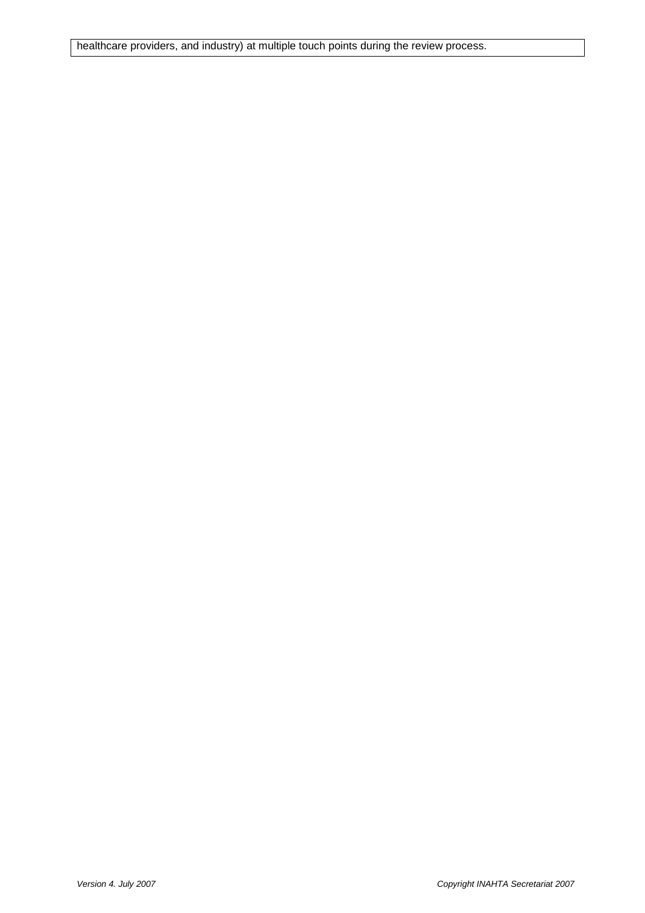healthcare providers, and industry) at multiple touch points during the review process.